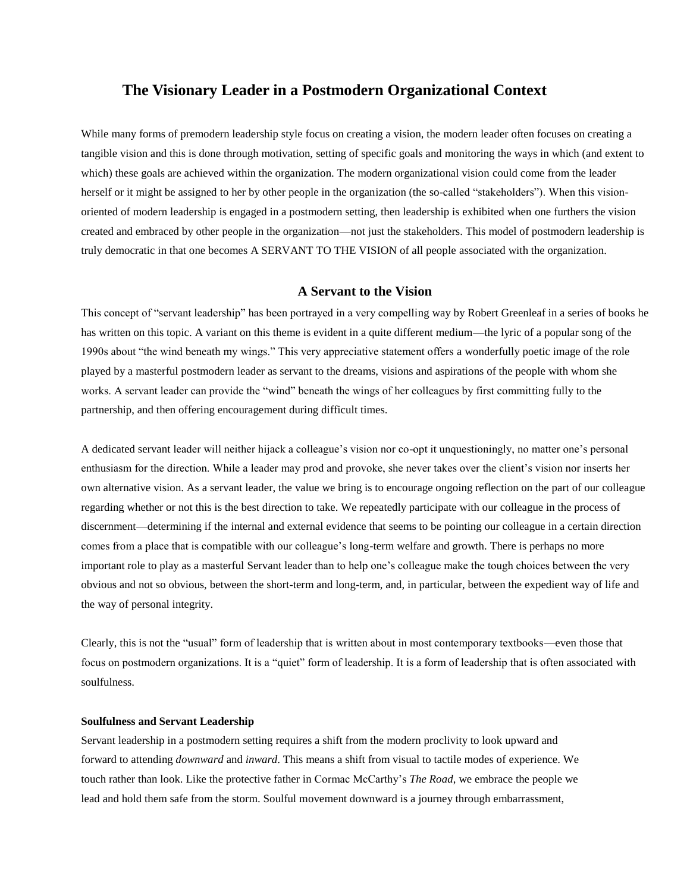# The Visionary Leader in a Postmodern Organizational Context

While many forms of premodern leadership style focus on creating a vision, the modern leader often focuses on creating a tangible vision and this is done through motivation, setting of specific goals and monitoring the ways in which (and extent to which) these goals are achieved within the organization. The modern organizational vision could come from the leader herself or it might be assigned to her by other people in the organization (the so-called "stakeholders"). When this vision-oriented of modern leadership is engaged in a postmodern setting, then leadership is exhibited when one furthers the vision created and embraced by other people in the organization—not just the stakeholders. This model of postmodern leadership is truly democratic in that one becomes A SERVANT TO THE VISION of all people associated with the organization.

## A Servant to the Vision

This concept of "servant leadership" has been portrayed in a very compelling way by Robert Greenleaf in a series of books he has written on this topic. A variant on this theme is evident in a quite different medium—the lyric of a popular song of the 1990s about "the wind beneath my wings." This very appreciative statement offers a wonderfully poetic image of the role played by a masterful postmodern leader as servant to the dreams, visions and aspirations of the people with whom she works. A servant leader can provide the "wind" beneath the wings of her colleagues by first committing fully to the partnership, and then offering encouragement during difficult times.

A dedicated servant leader will neither hijack a colleague's vision nor co-opt it unquestioningly, no matter one's personal enthusiasm for the direction. While a leader may prod and provoke, she never takes over the client's vision nor inserts her own alternative vision. As a servant leader, the value we bring is to encourage ongoing reflection on the part of our colleague regarding whether or not this is the best direction to take. We repeatedly participate with our colleague in the process of discernment—determining if the internal and external evidence that seems to be pointing our colleague in a certain direction comes from a place that is compatible with our colleague's long-term welfare and growth. There is perhaps no more important role to play as a masterful Servant leader than to help one's colleague make the tough choices between the very obvious and not so obvious, between the short-term and long-term, and, in particular, between the expedient way of life and the way of personal integrity.

Clearly, this is not the "usual" form of leadership that is written about in most contemporary textbooks—even those that focus on postmodern organizations. It is a "quiet" form of leadership. It is a form of leadership that is often associated with soulfulness.

### Soulfulness and Servant Leadership

Servant leadership in a postmodern setting requires a shift from the modern proclivity to look upward and forward to attending *downward* and *inward*. This means a shift from visual to tactile modes of experience. We touch rather than look. Like the protective father in Cormac McCarthy's *The Road*, we embrace the people we lead and hold them safe from the storm. Soulful movement downward is a journey through embarrassment,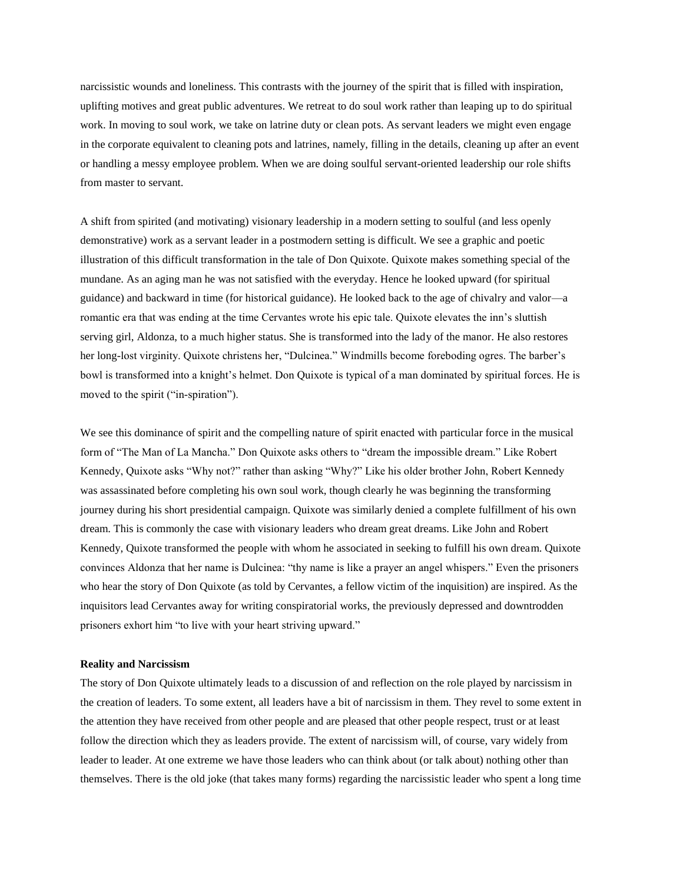narcissistic wounds and loneliness. This contrasts with the journey of the spirit that is filled with inspiration, uplifting motives and great public adventures. We retreat to do soul work rather than leaping up to do spiritual work. In moving to soul work, we take on latrine duty or clean pots. As servant leaders we might even engage in the corporate equivalent to cleaning pots and latrines, namely, filling in the details, cleaning up after an event or handling a messy employee problem. When we are doing soulful servant-oriented leadership our role shifts from master to servant.

A shift from spirited (and motivating) visionary leadership in a modern setting to soulful (and less openly demonstrative) work as a servant leader in a postmodern setting is difficult. We see a graphic and poetic illustration of this difficult transformation in the tale of Don Quixote. Quixote makes something special of the mundane. As an aging man he was not satisfied with the everyday. Hence he looked upward (for spiritual guidance) and backward in time (for historical guidance). He looked back to the age of chivalry and valor—a romantic era that was ending at the time Cervantes wrote his epic tale. Quixote elevates the inn's sluttish serving girl, Aldonza, to a much higher status. She is transformed into the lady of the manor. He also restores her long-lost virginity. Quixote christens her, "Dulcinea." Windmills become foreboding ogres. The barber's bowl is transformed into a knight's helmet. Don Quixote is typical of a man dominated by spiritual forces. He is moved to the spirit ("in-spiration").

We see this dominance of spirit and the compelling nature of spirit enacted with particular force in the musical form of "The Man of La Mancha." Don Quixote asks others to "dream the impossible dream." Like Robert Kennedy, Quixote asks "Why not?" rather than asking "Why?" Like his older brother John, Robert Kennedy was assassinated before completing his own soul work, though clearly he was beginning the transforming journey during his short presidential campaign. Quixote was similarly denied a complete fulfillment of his own dream. This is commonly the case with visionary leaders who dream great dreams. Like John and Robert Kennedy, Quixote transformed the people with whom he associated in seeking to fulfill his own dream. Quixote convinces Aldonza that her name is Dulcinea: "thy name is like a prayer an angel whispers." Even the prisoners who hear the story of Don Quixote (as told by Cervantes, a fellow victim of the inquisition) are inspired. As the inquisitors lead Cervantes away for writing conspiratorial works, the previously depressed and downtrodden prisoners exhort him "to live with your heart striving upward."

**Reality and Narcissism**

The story of Don Quixote ultimately leads to a discussion of and reflection on the role played by narcissism in the creation of leaders. To some extent, all leaders have a bit of narcissism in them. They revel to some extent in the attention they have received from other people and are pleased that other people respect, trust or at least follow the direction which they as leaders provide. The extent of narcissism will, of course, vary widely from leader to leader. At one extreme we have those leaders who can think about (or talk about) nothing other than themselves. There is the old joke (that takes many forms) regarding the narcissistic leader who spent a long time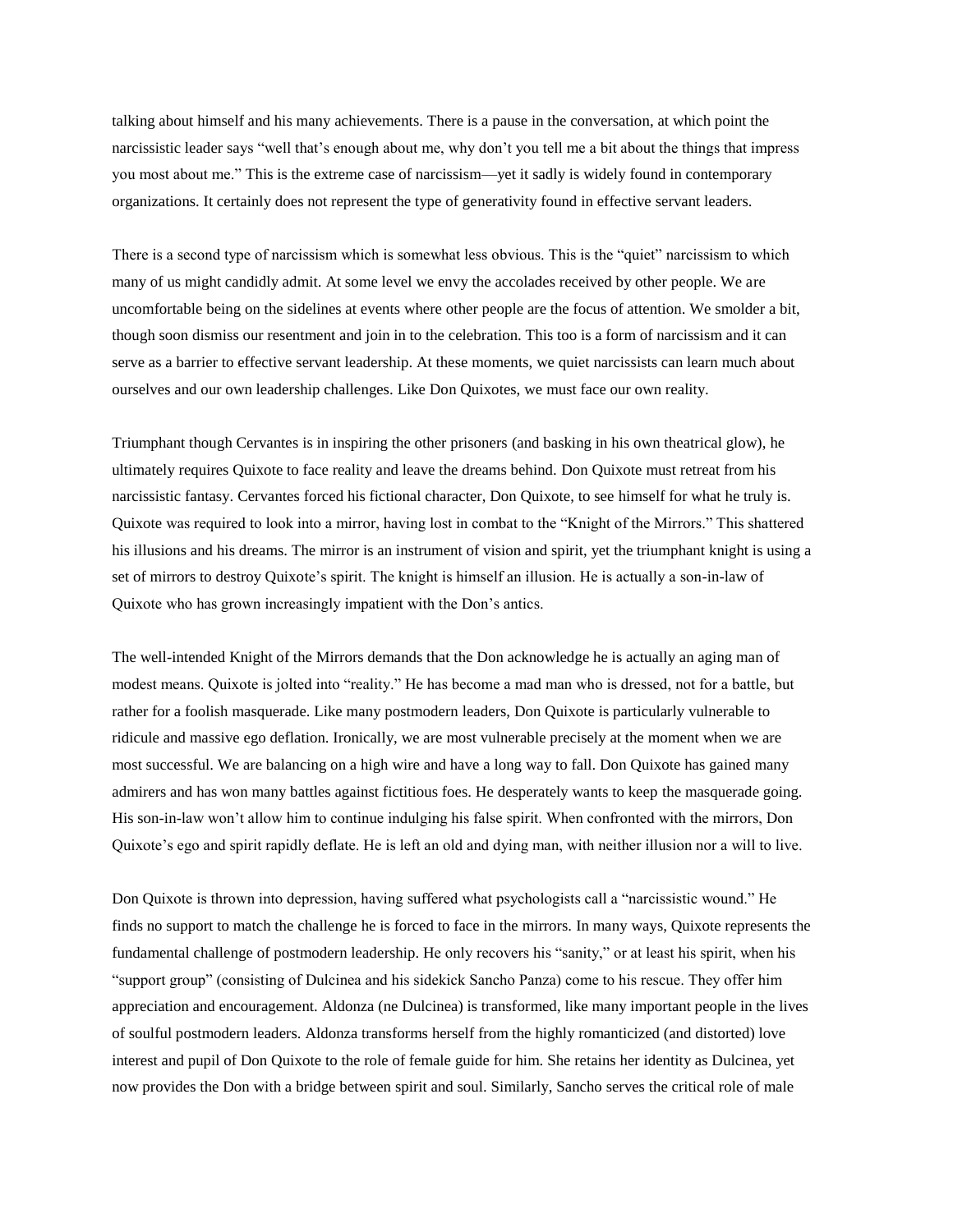talking about himself and his many achievements. There is a pause in the conversation, at which point the narcissistic leader says “well that’s enough about me, why don’t you tell me a bit about the things that impress you most about me.” This is the extreme case of narcissism—yet it sadly is widely found in contemporary organizations. It certainly does not represent the type of generativity found in effective servant leaders.

There is a second type of narcissism which is somewhat less obvious. This is the “quiet” narcissism to which many of us might candidly admit. At some level we envy the accolades received by other people. We are uncomfortable being on the sidelines at events where other people are the focus of attention. We smolder a bit, though soon dismiss our resentment and join in to the celebration. This too is a form of narcissism and it can serve as a barrier to effective servant leadership. At these moments, we quiet narcissists can learn much about ourselves and our own leadership challenges. Like Don Quixotes, we must face our own reality.

Triumphant though Cervantes is in inspiring the other prisoners (and basking in his own theatrical glow), he ultimately requires Quixote to face reality and leave the dreams behind. Don Quixote must retreat from his narcissistic fantasy. Cervantes forced his fictional character, Don Quixote, to see himself for what he truly is. Quixote was required to look into a mirror, having lost in combat to the “Knight of the Mirrors.” This shattered his illusions and his dreams. The mirror is an instrument of vision and spirit, yet the triumphant knight is using a set of mirrors to destroy Quixote’s spirit. The knight is himself an illusion. He is actually a son-in-law of Quixote who has grown increasingly impatient with the Don’s antics.

The well-intended Knight of the Mirrors demands that the Don acknowledge he is actually an aging man of modest means. Quixote is jolted into “reality.” He has become a mad man who is dressed, not for a battle, but rather for a foolish masquerade. Like many postmodern leaders, Don Quixote is particularly vulnerable to ridicule and massive ego deflation. Ironically, we are most vulnerable precisely at the moment when we are most successful. We are balancing on a high wire and have a long way to fall. Don Quixote has gained many admirers and has won many battles against fictitious foes. He desperately wants to keep the masquerade going. His son-in-law won’t allow him to continue indulging his false spirit. When confronted with the mirrors, Don Quixote’s ego and spirit rapidly deflate. He is left an old and dying man, with neither illusion nor a will to live.

Don Quixote is thrown into depression, having suffered what psychologists call a “narcissistic wound.” He finds no support to match the challenge he is forced to face in the mirrors. In many ways, Quixote represents the fundamental challenge of postmodern leadership. He only recovers his “sanity,” or at least his spirit, when his “support group” (consisting of Dulcinea and his sidekick Sancho Panza) come to his rescue. They offer him appreciation and encouragement. Aldonza (ne Dulcinea) is transformed, like many important people in the lives of soulful postmodern leaders. Aldonza transforms herself from the highly romanticized (and distorted) love interest and pupil of Don Quixote to the role of female guide for him. She retains her identity as Dulcinea, yet now provides the Don with a bridge between spirit and soul. Similarly, Sancho serves the critical role of male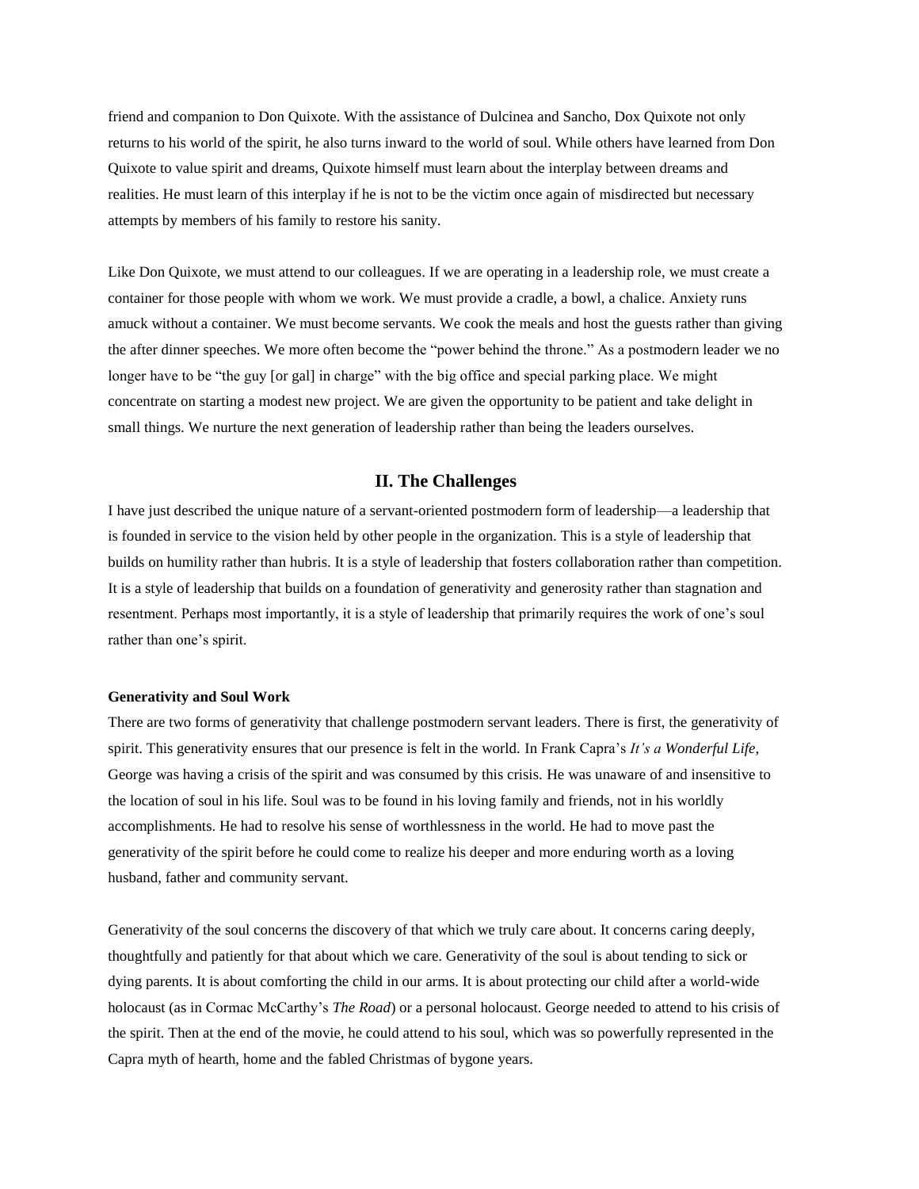friend and companion to Don Quixote. With the assistance of Dulcinea and Sancho, Dox Quixote not only returns to his world of the spirit, he also turns inward to the world of soul. While others have learned from Don Quixote to value spirit and dreams, Quixote himself must learn about the interplay between dreams and realities. He must learn of this interplay if he is not to be the victim once again of misdirected but necessary attempts by members of his family to restore his sanity.

Like Don Quixote, we must attend to our colleagues. If we are operating in a leadership role, we must create a container for those people with whom we work. We must provide a cradle, a bowl, a chalice. Anxiety runs amuck without a container. We must become servants. We cook the meals and host the guests rather than giving the after dinner speeches. We more often become the "power behind the throne." As a postmodern leader we no longer have to be "the guy [or gal] in charge" with the big office and special parking place. We might concentrate on starting a modest new project. We are given the opportunity to be patient and take delight in small things. We nurture the next generation of leadership rather than being the leaders ourselves.

## II. The Challenges

I have just described the unique nature of a servant-oriented postmodern form of leadership—a leadership that is founded in service to the vision held by other people in the organization. This is a style of leadership that builds on humility rather than hubris. It is a style of leadership that fosters collaboration rather than competition. It is a style of leadership that builds on a foundation of generativity and generosity rather than stagnation and resentment. Perhaps most importantly, it is a style of leadership that primarily requires the work of one's soul rather than one's spirit.

**Generativity and Soul Work**

There are two forms of generativity that challenge postmodern servant leaders. There is first, the generativity of spirit. This generativity ensures that our presence is felt in the world. In Frank Capra's *It's a Wonderful Life,* George was having a crisis of the spirit and was consumed by this crisis. He was unaware of and insensitive to the location of soul in his life. Soul was to be found in his loving family and friends, not in his worldly accomplishments. He had to resolve his sense of worthlessness in the world. He had to move past the generativity of the spirit before he could come to realize his deeper and more enduring worth as a loving husband, father and community servant.

Generativity of the soul concerns the discovery of that which we truly care about. It concerns caring deeply, thoughtfully and patiently for that about which we care. Generativity of the soul is about tending to sick or dying parents. It is about comforting the child in our arms. It is about protecting our child after a world-wide holocaust (as in Cormac McCarthy's *The Road*) or a personal holocaust. George needed to attend to his crisis of the spirit. Then at the end of the movie, he could attend to his soul, which was so powerfully represented in the Capra myth of hearth, home and the fabled Christmas of bygone years.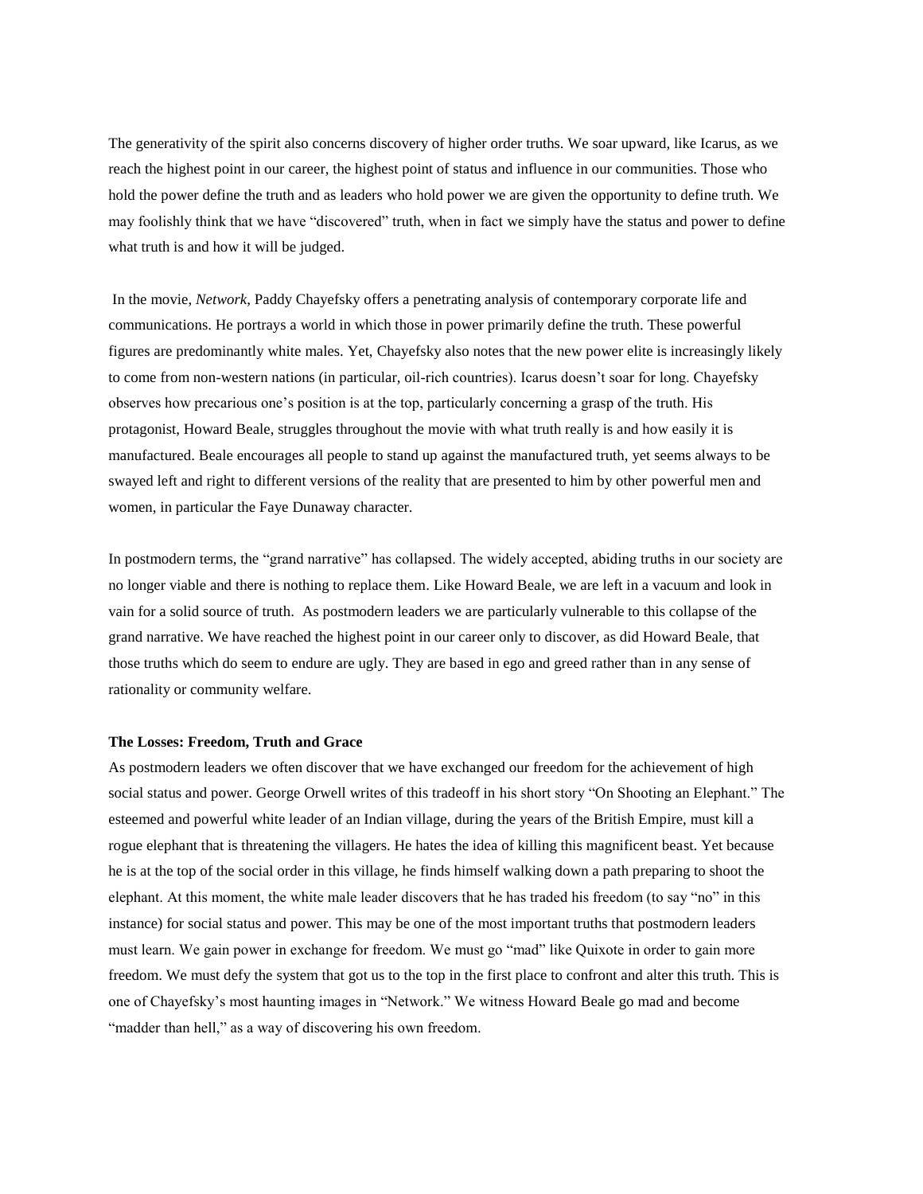The generativity of the spirit also concerns discovery of higher order truths. We soar upward, like Icarus, as we reach the highest point in our career, the highest point of status and influence in our communities. Those who hold the power define the truth and as leaders who hold power we are given the opportunity to define truth. We may foolishly think that we have "discovered" truth, when in fact we simply have the status and power to define what truth is and how it will be judged.

In the movie, *Network*, Paddy Chayefsky offers a penetrating analysis of contemporary corporate life and communications. He portrays a world in which those in power primarily define the truth. These powerful figures are predominantly white males. Yet, Chayefsky also notes that the new power elite is increasingly likely to come from non-western nations (in particular, oil-rich countries). Icarus doesn't soar for long. Chayefsky observes how precarious one's position is at the top, particularly concerning a grasp of the truth. His protagonist, Howard Beale, struggles throughout the movie with what truth really is and how easily it is manufactured. Beale encourages all people to stand up against the manufactured truth, yet seems always to be swayed left and right to different versions of the reality that are presented to him by other powerful men and women, in particular the Faye Dunaway character.

In postmodern terms, the "grand narrative" has collapsed. The widely accepted, abiding truths in our society are no longer viable and there is nothing to replace them. Like Howard Beale, we are left in a vacuum and look in vain for a solid source of truth. As postmodern leaders we are particularly vulnerable to this collapse of the grand narrative. We have reached the highest point in our career only to discover, as did Howard Beale, that those truths which do seem to endure are ugly. They are based in ego and greed rather than in any sense of rationality or community welfare.

**The Losses: Freedom, Truth and Grace**

As postmodern leaders we often discover that we have exchanged our freedom for the achievement of high social status and power. George Orwell writes of this tradeoff in his short story "On Shooting an Elephant." The esteemed and powerful white leader of an Indian village, during the years of the British Empire, must kill a rogue elephant that is threatening the villagers. He hates the idea of killing this magnificent beast. Yet because he is at the top of the social order in this village, he finds himself walking down a path preparing to shoot the elephant. At this moment, the white male leader discovers that he has traded his freedom (to say "no" in this instance) for social status and power. This may be one of the most important truths that postmodern leaders must learn. We gain power in exchange for freedom. We must go "mad" like Quixote in order to gain more freedom. We must defy the system that got us to the top in the first place to confront and alter this truth. This is one of Chayefsky's most haunting images in "Network." We witness Howard Beale go mad and become "madder than hell," as a way of discovering his own freedom.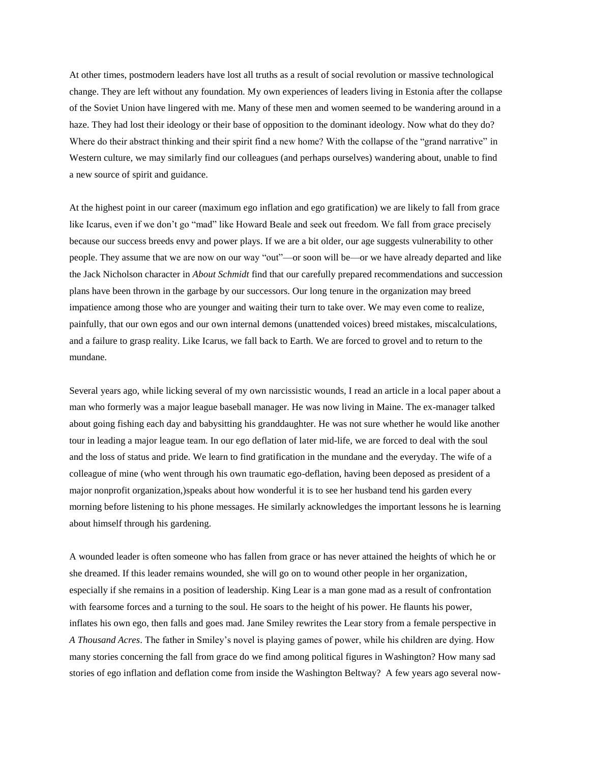At other times, postmodern leaders have lost all truths as a result of social revolution or massive technological change. They are left without any foundation. My own experiences of leaders living in Estonia after the collapse of the Soviet Union have lingered with me. Many of these men and women seemed to be wandering around in a haze. They had lost their ideology or their base of opposition to the dominant ideology. Now what do they do? Where do their abstract thinking and their spirit find a new home? With the collapse of the "grand narrative" in Western culture, we may similarly find our colleagues (and perhaps ourselves) wandering about, unable to find a new source of spirit and guidance.

At the highest point in our career (maximum ego inflation and ego gratification) we are likely to fall from grace like Icarus, even if we don't go "mad" like Howard Beale and seek out freedom. We fall from grace precisely because our success breeds envy and power plays. If we are a bit older, our age suggests vulnerability to other people. They assume that we are now on our way "out"—or soon will be—or we have already departed and like the Jack Nicholson character in *About Schmidt* find that our carefully prepared recommendations and succession plans have been thrown in the garbage by our successors. Our long tenure in the organization may breed impatience among those who are younger and waiting their turn to take over. We may even come to realize, painfully, that our own egos and our own internal demons (unattended voices) breed mistakes, miscalculations, and a failure to grasp reality. Like Icarus, we fall back to Earth. We are forced to grovel and to return to the mundane.

Several years ago, while licking several of my own narcissistic wounds, I read an article in a local paper about a man who formerly was a major league baseball manager. He was now living in Maine. The ex-manager talked about going fishing each day and babysitting his granddaughter. He was not sure whether he would like another tour in leading a major league team. In our ego deflation of later mid-life, we are forced to deal with the soul and the loss of status and pride. We learn to find gratification in the mundane and the everyday. The wife of a colleague of mine (who went through his own traumatic ego-deflation, having been deposed as president of a major nonprofit organization,)speaks about how wonderful it is to see her husband tend his garden every morning before listening to his phone messages. He similarly acknowledges the important lessons he is learning about himself through his gardening.

A wounded leader is often someone who has fallen from grace or has never attained the heights of which he or she dreamed. If this leader remains wounded, she will go on to wound other people in her organization, especially if she remains in a position of leadership. King Lear is a man gone mad as a result of confrontation with fearsome forces and a turning to the soul. He soars to the height of his power. He flaunts his power, inflates his own ego, then falls and goes mad. Jane Smiley rewrites the Lear story from a female perspective in *A Thousand Acres*. The father in Smiley's novel is playing games of power, while his children are dying. How many stories concerning the fall from grace do we find among political figures in Washington? How many sad stories of ego inflation and deflation come from inside the Washington Beltway? A few years ago several now-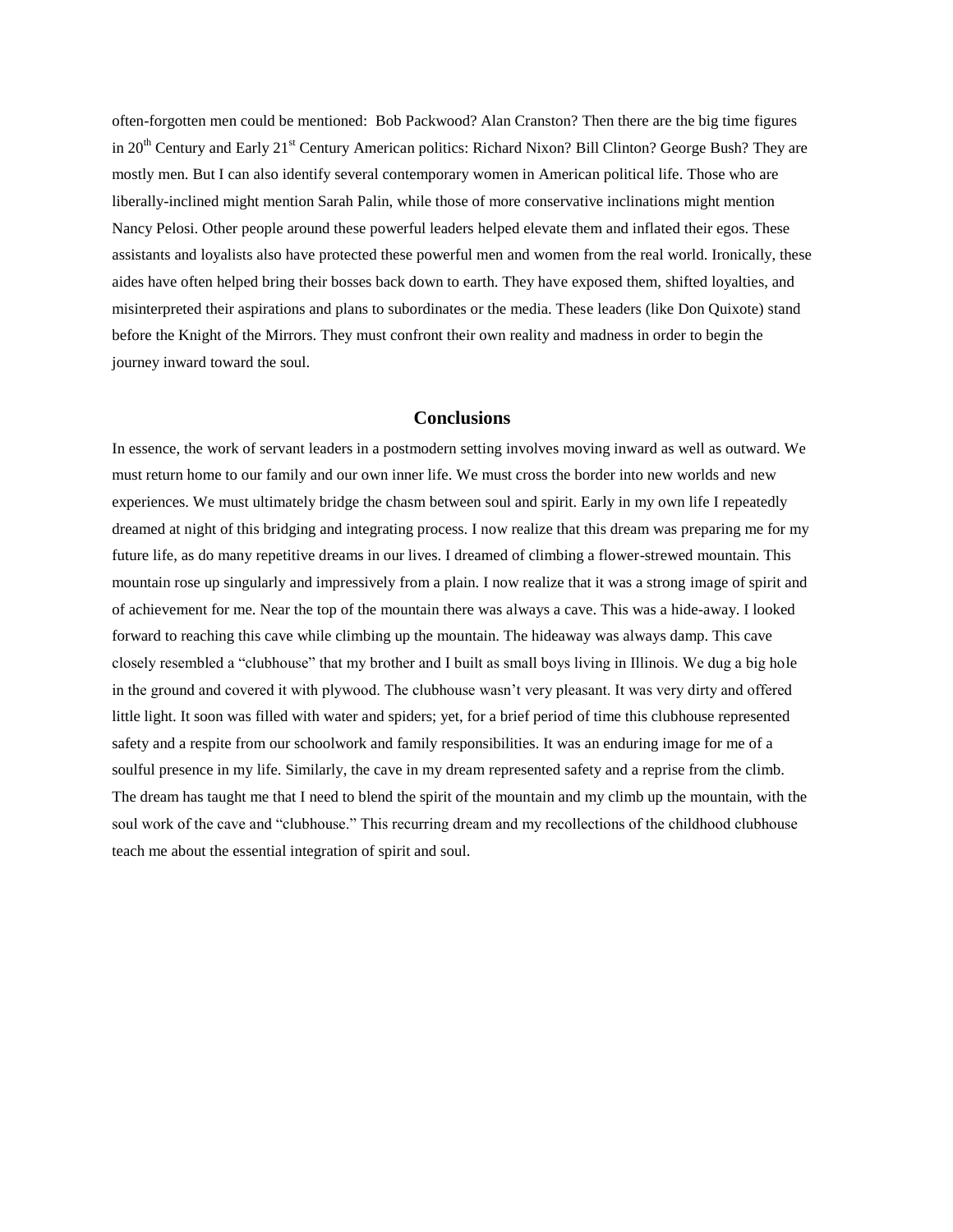often-forgotten men could be mentioned: Bob Packwood? Alan Cranston? Then there are the big time figures in 20th Century and Early 21st Century American politics: Richard Nixon? Bill Clinton? George Bush? They are mostly men. But I can also identify several contemporary women in American political life. Those who are liberally-inclined might mention Sarah Palin, while those of more conservative inclinations might mention Nancy Pelosi. Other people around these powerful leaders helped elevate them and inflated their egos. These assistants and loyalists also have protected these powerful men and women from the real world. Ironically, these aides have often helped bring their bosses back down to earth. They have exposed them, shifted loyalties, and misinterpreted their aspirations and plans to subordinates or the media. These leaders (like Don Quixote) stand before the Knight of the Mirrors. They must confront their own reality and madness in order to begin the journey inward toward the soul.

## Conclusions

In essence, the work of servant leaders in a postmodern setting involves moving inward as well as outward. We must return home to our family and our own inner life. We must cross the border into new worlds and new experiences. We must ultimately bridge the chasm between soul and spirit. Early in my own life I repeatedly dreamed at night of this bridging and integrating process. I now realize that this dream was preparing me for my future life, as do many repetitive dreams in our lives. I dreamed of climbing a flower-strewed mountain. This mountain rose up singularly and impressively from a plain. I now realize that it was a strong image of spirit and of achievement for me. Near the top of the mountain there was always a cave. This was a hide-away. I looked forward to reaching this cave while climbing up the mountain. The hideaway was always damp. This cave closely resembled a "clubhouse" that my brother and I built as small boys living in Illinois. We dug a big hole in the ground and covered it with plywood. The clubhouse wasn't very pleasant. It was very dirty and offered little light. It soon was filled with water and spiders; yet, for a brief period of time this clubhouse represented safety and a respite from our schoolwork and family responsibilities. It was an enduring image for me of a soulful presence in my life. Similarly, the cave in my dream represented safety and a reprise from the climb. The dream has taught me that I need to blend the spirit of the mountain and my climb up the mountain, with the soul work of the cave and "clubhouse." This recurring dream and my recollections of the childhood clubhouse teach me about the essential integration of spirit and soul.